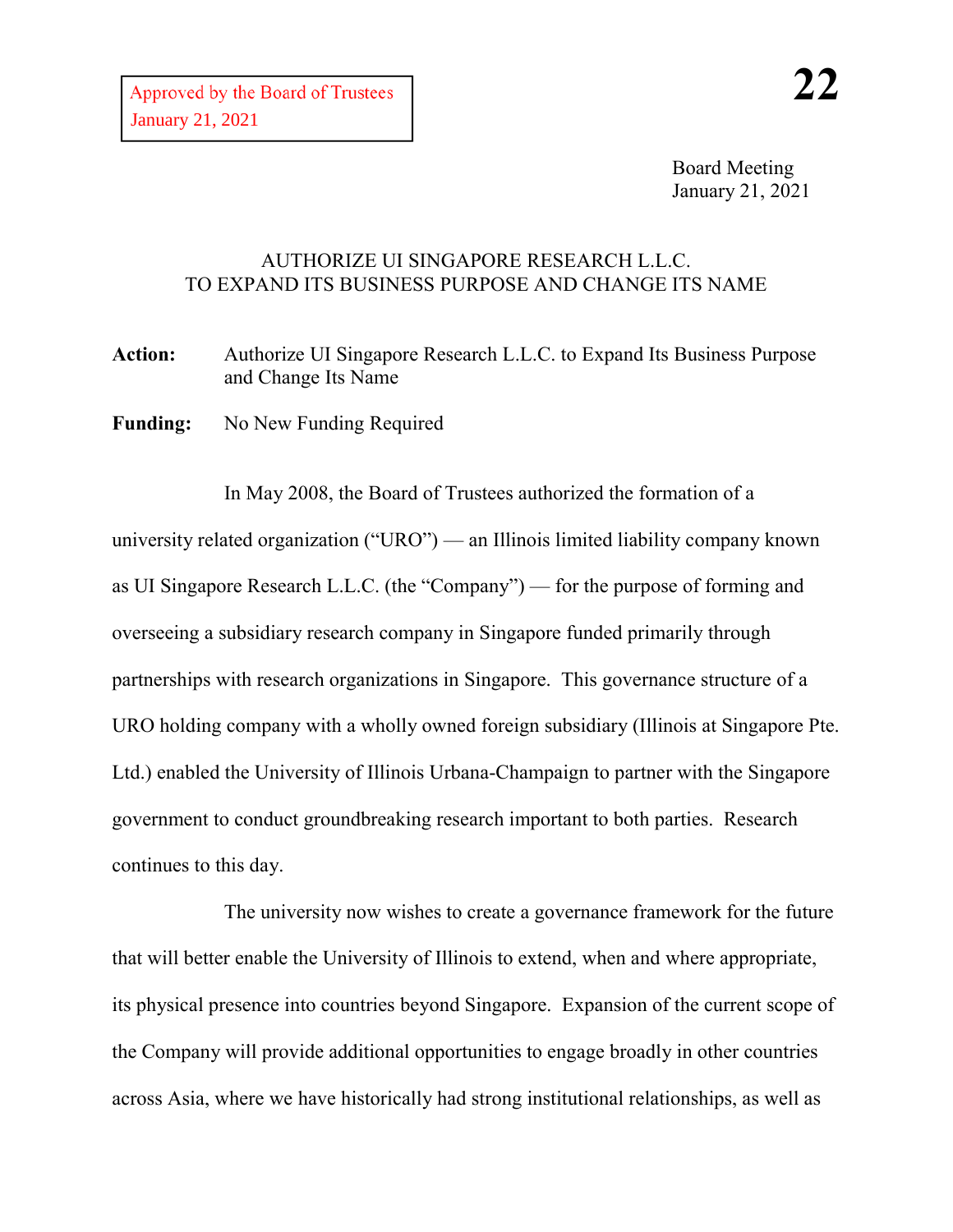Approved by the Board of Trustees
January 21, 2021

**22**

Board Meeting
January 21, 2021

# AUTHORIZE UI SINGAPORE RESEARCH L.L.C. TO EXPAND ITS BUSINESS PURPOSE AND CHANGE ITS NAME

**Action:** Authorize UI Singapore Research L.L.C. to Expand Its Business Purpose and Change Its Name

**Funding:** No New Funding Required

In May 2008, the Board of Trustees authorized the formation of a university related organization ("URO") — an Illinois limited liability company known as UI Singapore Research L.L.C. (the "Company") — for the purpose of forming and overseeing a subsidiary research company in Singapore funded primarily through partnerships with research organizations in Singapore. This governance structure of a URO holding company with a wholly owned foreign subsidiary (Illinois at Singapore Pte. Ltd.) enabled the University of Illinois Urbana-Champaign to partner with the Singapore government to conduct groundbreaking research important to both parties. Research continues to this day.

The university now wishes to create a governance framework for the future that will better enable the University of Illinois to extend, when and where appropriate, its physical presence into countries beyond Singapore. Expansion of the current scope of the Company will provide additional opportunities to engage broadly in other countries across Asia, where we have historically had strong institutional relationships, as well as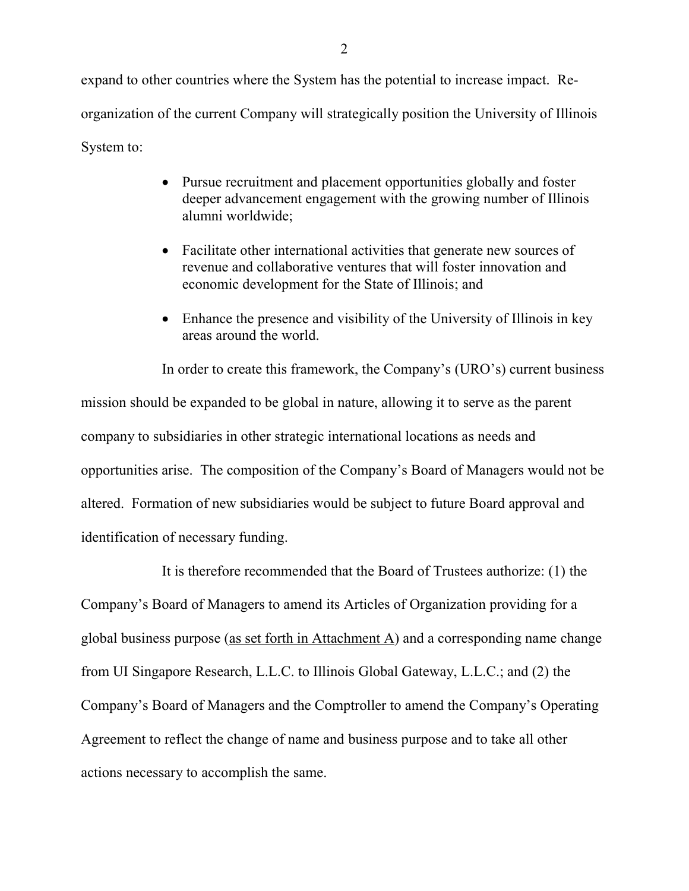expand to other countries where the System has the potential to increase impact. Re-organization of the current Company will strategically position the University of Illinois System to:

- Pursue recruitment and placement opportunities globally and foster deeper advancement engagement with the growing number of Illinois alumni worldwide;
- Facilitate other international activities that generate new sources of revenue and collaborative ventures that will foster innovation and economic development for the State of Illinois; and
- Enhance the presence and visibility of the University of Illinois in key areas around the world.

In order to create this framework, the Company's (URO's) current business mission should be expanded to be global in nature, allowing it to serve as the parent company to subsidiaries in other strategic international locations as needs and opportunities arise. The composition of the Company's Board of Managers would not be altered. Formation of new subsidiaries would be subject to future Board approval and identification of necessary funding.

It is therefore recommended that the Board of Trustees authorize: (1) the Company's Board of Managers to amend its Articles of Organization providing for a global business purpose (as set forth in Attachment A) and a corresponding name change from UI Singapore Research, L.L.C. to Illinois Global Gateway, L.L.C.; and (2) the Company's Board of Managers and the Comptroller to amend the Company's Operating Agreement to reflect the change of name and business purpose and to take all other actions necessary to accomplish the same.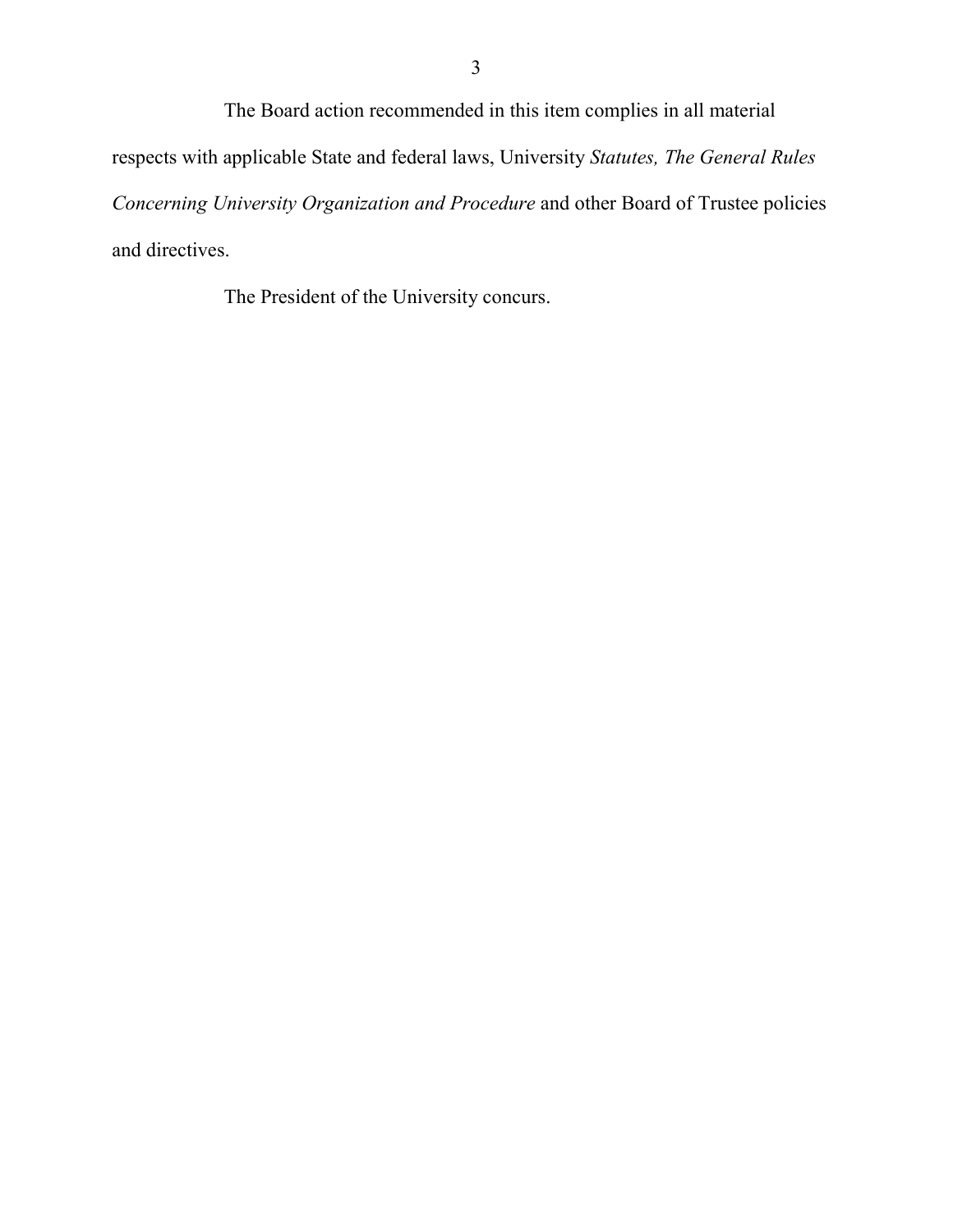The Board action recommended in this item complies in all material respects with applicable State and federal laws, University *Statutes, The General Rules Concerning University Organization and Procedure* and other Board of Trustee policies and directives.

The President of the University concurs.